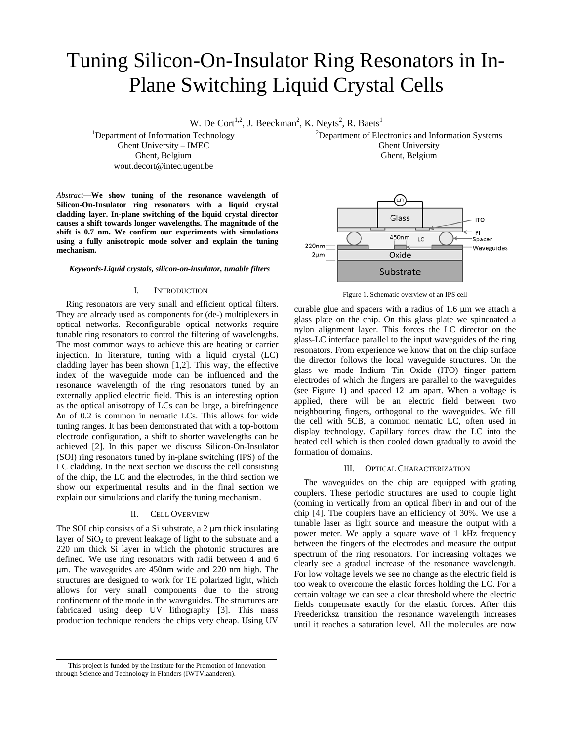# Tuning Silicon-On-Insulator Ring Resonators in In-Plane Switching Liquid Crystal Cells

W. De Cort[1,2], J. Beeckman[2], K. Neyts[2], R. Baets[1]

[1]Department of Information Technology
Ghent University – IMEC
Ghent, Belgium
wout.decort@intec.ugent.be

[2]Department of Electronics and Information Systems
Ghent University
Ghent, Belgium

*Abstract*—**We show tuning of the resonance wavelength of Silicon-On-Insulator ring resonators with a liquid crystal cladding layer. In-plane switching of the liquid crystal director causes a shift towards longer wavelengths. The magnitude of the shift is 0.7 nm. We confirm our experiments with simulations using a fully anisotropic mode solver and explain the tuning mechanism.**

***Keywords-Liquid crystals, silicon-on-insulator, tunable filters***

## I. Introduction

Ring resonators are very small and efficient optical filters. They are already used as components for (de-) multiplexers in optical networks. Reconfigurable optical networks require tunable ring resonators to control the filtering of wavelengths. The most common ways to achieve this are heating or carrier injection. In literature, tuning with a liquid crystal (LC) cladding layer has been shown [1,2]. This way, the effective index of the waveguide mode can be influenced and the resonance wavelength of the ring resonators tuned by an externally applied electric field. This is an interesting option as the optical anisotropy of LCs can be large, a birefringence $\Delta n$ of 0.2 is common in nematic LCs. This allows for wide tuning ranges. It has been demonstrated that with a top-bottom electrode configuration, a shift to shorter wavelengths can be achieved [2]. In this paper we discuss Silicon-On-Insulator (SOI) ring resonators tuned by in-plane switching (IPS) of the LC cladding. In the next section we discuss the cell consisting of the chip, the LC and the electrodes, in the third section we show our experimental results and in the final section we explain our simulations and clarify the tuning mechanism.

## II. Cell Overview

The SOI chip consists of a Si substrate, a 2 μm thick insulating layer of $SiO_2$ to prevent leakage of light to the substrate and a 220 nm thick Si layer in which the photonic structures are defined. We use ring resonators with radii between 4 and 6 μm. The waveguides are 450nm wide and 220 nm high. The structures are designed to work for TE polarized light, which allows for very small components due to the strong confinement of the mode in the waveguides. The structures are fabricated using deep UV lithography [3]. This mass production technique renders the chips very cheap. Using UV curable glue and spacers with a radius of 1.6 μm we attach a glass plate on the chip. On this glass plate we spincoated a nylon alignment layer. This forces the LC director on the glass-LC interface parallel to the input waveguides of the ring resonators. From experience we know that on the chip surface the director follows the local waveguide structures. On the glass we made Indium Tin Oxide (ITO) finger pattern electrodes of which the fingers are parallel to the waveguides (see Figure 1) and spaced 12 μm apart. When a voltage is applied, there will be an electric field between two neighbouring fingers, orthogonal to the waveguides. We fill the cell with 5CB, a common nematic LC, often used in display technology. Capillary forces draw the LC into the heated cell which is then cooled down gradually to avoid the formation of domains.

Figure 1. Schematic overview of an IPS cell

## III. Optical Characterization

The waveguides on the chip are equipped with grating couplers. These periodic structures are used to couple light (coming in vertically from an optical fiber) in and out of the chip [4]. The couplers have an efficiency of 30%. We use a tunable laser as light source and measure the output with a power meter. We apply a square wave of 1 kHz frequency between the fingers of the electrodes and measure the output spectrum of the ring resonators. For increasing voltages we clearly see a gradual increase of the resonance wavelength. For low voltage levels we see no change as the electric field is too weak to overcome the elastic forces holding the LC. For a certain voltage we can see a clear threshold where the electric fields compensate exactly for the elastic forces. After this Freedericksz transition the resonance wavelength increases until it reaches a saturation level. All the molecules are now

This project is funded by the Institute for the Promotion of Innovation through Science and Technology in Flanders (IWTVlaanderen).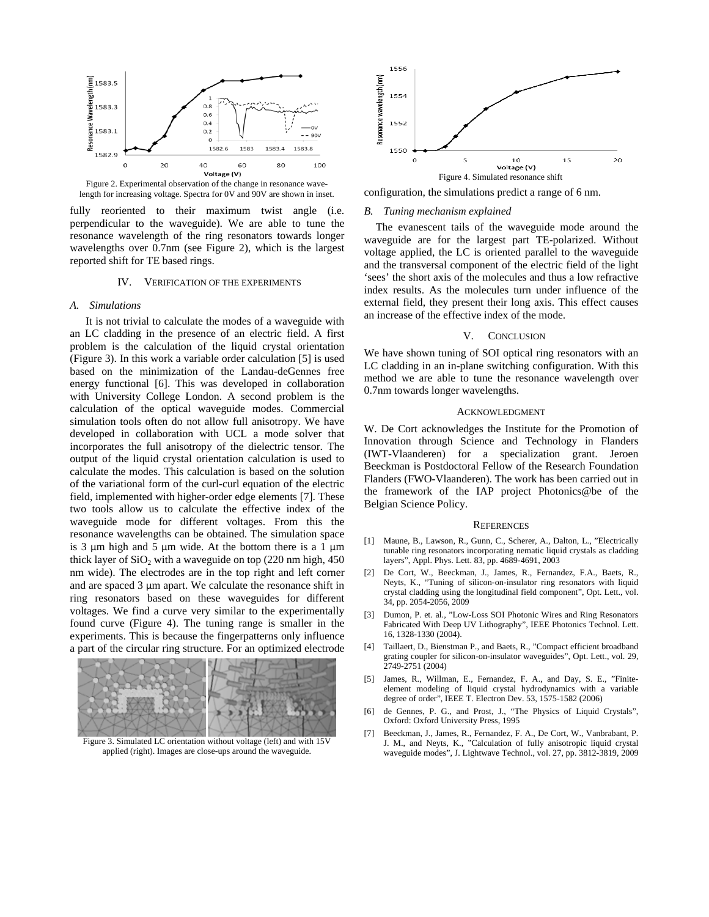Figure 2. Experimental observation of the change in resonance wavelength for increasing voltage. Spectra for 0V and 90V are shown in inset.

fully reoriented to their maximum twist angle (i.e. perpendicular to the waveguide). We are able to tune the resonance wavelength of the ring resonators towards longer wavelengths over 0.7nm (see Figure 2), which is the largest reported shift for TE based rings.

## IV. Verification of the Experiments

### A. Simulations

It is not trivial to calculate the modes of a waveguide with an LC cladding in the presence of an electric field. A first problem is the calculation of the liquid crystal orientation (Figure 3). In this work a variable order calculation [5] is used based on the minimization of the Landau-deGennes free energy functional [6]. This was developed in collaboration with University College London. A second problem is the calculation of the optical waveguide modes. Commercial simulation tools often do not allow full anisotropy. We have developed in collaboration with UCL a mode solver that incorporates the full anisotropy of the dielectric tensor. The output of the liquid crystal orientation calculation is used to calculate the modes. This calculation is based on the solution of the variational form of the curl-curl equation of the electric field, implemented with higher-order edge elements [7]. These two tools allow us to calculate the effective index of the waveguide mode for different voltages. From this the resonance wavelengths can be obtained. The simulation space is 3 μm high and 5 μm wide. At the bottom there is a 1 μm thick layer of $SiO_2$ with a waveguide on top (220 nm high, 450 nm wide). The electrodes are in the top right and left corner and are spaced 3 μm apart. We calculate the resonance shift in ring resonators based on these waveguides for different voltages. We find a curve very similar to the experimentally found curve (Figure 4). The tuning range is smaller in the experiments. This is because the fingerpatterns only influence a part of the circular ring structure. For an optimized electrode configuration, the simulations predict a range of 6 nm.

Figure 3. Simulated LC orientation without voltage (left) and with 15V applied (right). Images are close-ups around the waveguide.

Figure 4. Simulated resonance shift

### B. Tuning mechanism explained

The evanescent tails of the waveguide mode around the waveguide are for the largest part TE-polarized. Without voltage applied, the LC is oriented parallel to the waveguide and the transversal component of the electric field of the light 'sees' the short axis of the molecules and thus a low refractive index results. As the molecules turn under influence of the external field, they present their long axis. This effect causes an increase of the effective index of the mode.

## V. Conclusion

We have shown tuning of SOI optical ring resonators with an LC cladding in an in-plane switching configuration. With this method we are able to tune the resonance wavelength over 0.7nm towards longer wavelengths.

## Acknowledgment

W. De Cort acknowledges the Institute for the Promotion of Innovation through Science and Technology in Flanders (IWT-Vlaanderen) for a specialization grant. Jeroen Beeckman is Postdoctoral Fellow of the Research Foundation Flanders (FWO-Vlaanderen). The work has been carried out in the framework of the IAP project Photonics@be of the Belgian Science Policy.

## References

[1] Maune, B., Lawson, R., Gunn, C., Scherer, A., Dalton, L., "Electrically tunable ring resonators incorporating nematic liquid crystals as cladding layers", Appl. Phys. Lett. 83, pp. 4689-4691, 2003

[2] De Cort, W., Beeckman, J., James, R., Fernandez, F.A., Baets, R., Neyts, K., "Tuning of silicon-on-insulator ring resonators with liquid crystal cladding using the longitudinal field component", Opt. Lett., vol. 34, pp. 2054-2056, 2009

[3] Dumon, P. et. al., "Low-Loss SOI Photonic Wires and Ring Resonators Fabricated With Deep UV Lithography", IEEE Photonics Technol. Lett. 16, 1328-1330 (2004).

[4] Taillaert, D., Bienstman P., and Baets, R., "Compact efficient broadband grating coupler for silicon-on-insulator waveguides", Opt. Lett., vol. 29, 2749-2751 (2004)

[5] James, R., Willman, E., Fernandez, F. A., and Day, S. E., "Finite-element modeling of liquid crystal hydrodynamics with a variable degree of order", IEEE T. Electron Dev. 53, 1575-1582 (2006)

[6] de Gennes, P. G., and Prost, J., "The Physics of Liquid Crystals", Oxford: Oxford University Press, 1995

[7] Beeckman, J., James, R., Fernandez, F. A., De Cort, W., Vanbrabant, P. J. M., and Neyts, K., "Calculation of fully anisotropic liquid crystal waveguide modes", J. Lightwave Technol., vol. 27, pp. 3812-3819, 2009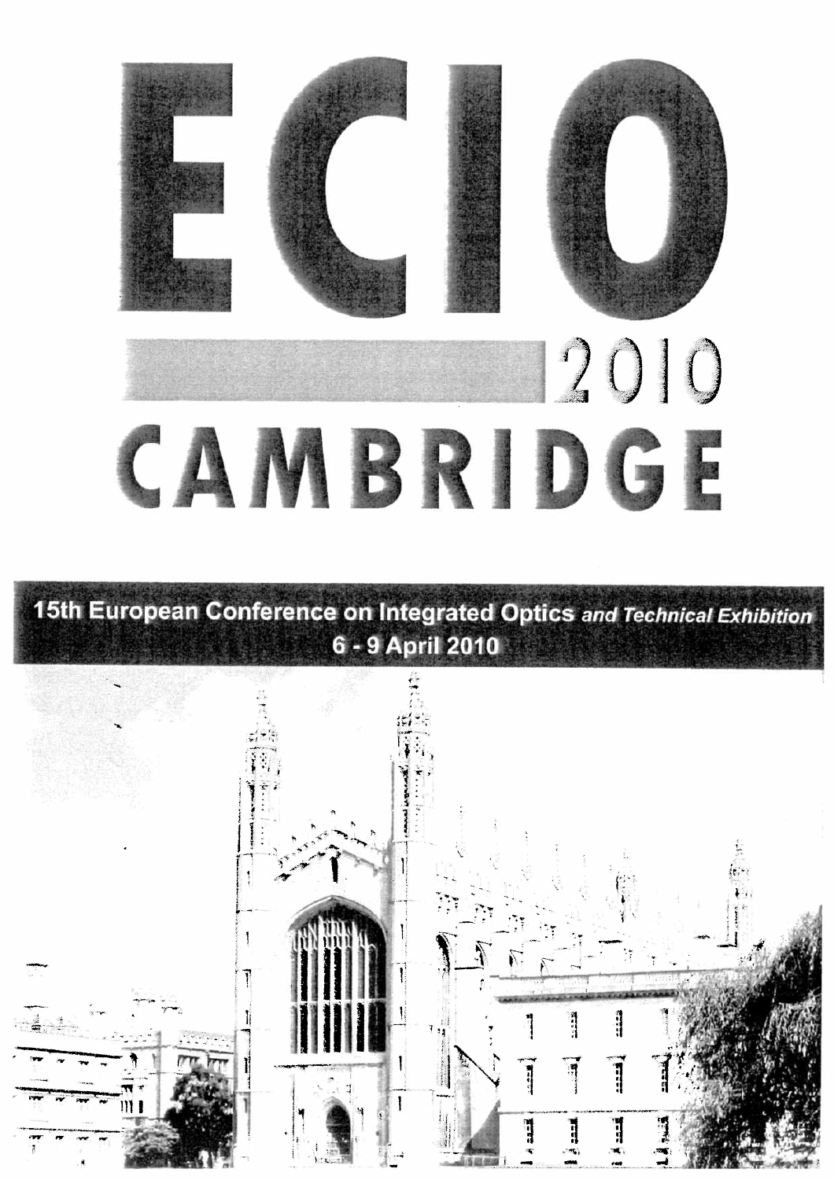# ECIO

## 2010

# CAMBRIDGE

**15th European Conference on Integrated Optics** ***and Technical Exhibition***

**6 - 9 April 2010**